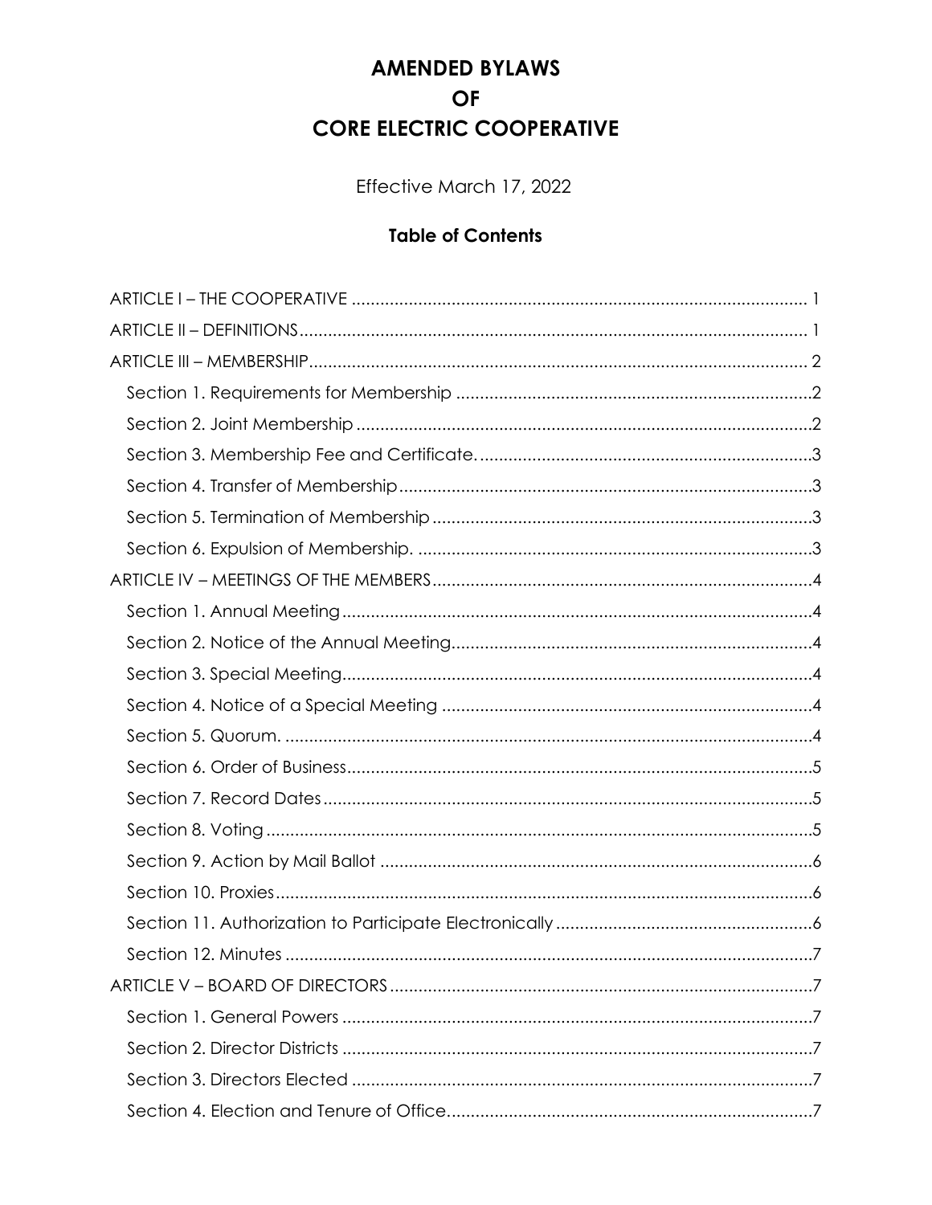# AMENDED BYLAWS
# OF
# CORE ELECTRIC COOPERATIVE

Effective March 17, 2022

## Table of Contents

ARTICLE I – THE COOPERATIVE ........................................................ 1

ARTICLE II – DEFINITIONS ........................................................ 1

ARTICLE III – MEMBERSHIP ........................................................ 2

- Section 1. Requirements for Membership ........................................................ 2
- Section 2. Joint Membership ........................................................ 2
- Section 3. Membership Fee and Certificate. ........................................................ 3
- Section 4. Transfer of Membership ........................................................ 3
- Section 5. Termination of Membership ........................................................ 3
- Section 6. Expulsion of Membership. ........................................................ 3

ARTICLE IV – MEETINGS OF THE MEMBERS ........................................................ 4

- Section 1. Annual Meeting ........................................................ 4
- Section 2. Notice of the Annual Meeting ........................................................ 4
- Section 3. Special Meeting ........................................................ 4
- Section 4. Notice of a Special Meeting ........................................................ 4
- Section 5. Quorum. ........................................................ 4
- Section 6. Order of Business ........................................................ 5
- Section 7. Record Dates ........................................................ 5
- Section 8. Voting ........................................................ 5
- Section 9. Action by Mail Ballot ........................................................ 6
- Section 10. Proxies ........................................................ 6
- Section 11. Authorization to Participate Electronically ........................................................ 6
- Section 12. Minutes ........................................................ 7

ARTICLE V – BOARD OF DIRECTORS ........................................................ 7

- Section 1. General Powers ........................................................ 7
- Section 2. Director Districts ........................................................ 7
- Section 3. Directors Elected ........................................................ 7
- Section 4. Election and Tenure of Office ........................................................ 7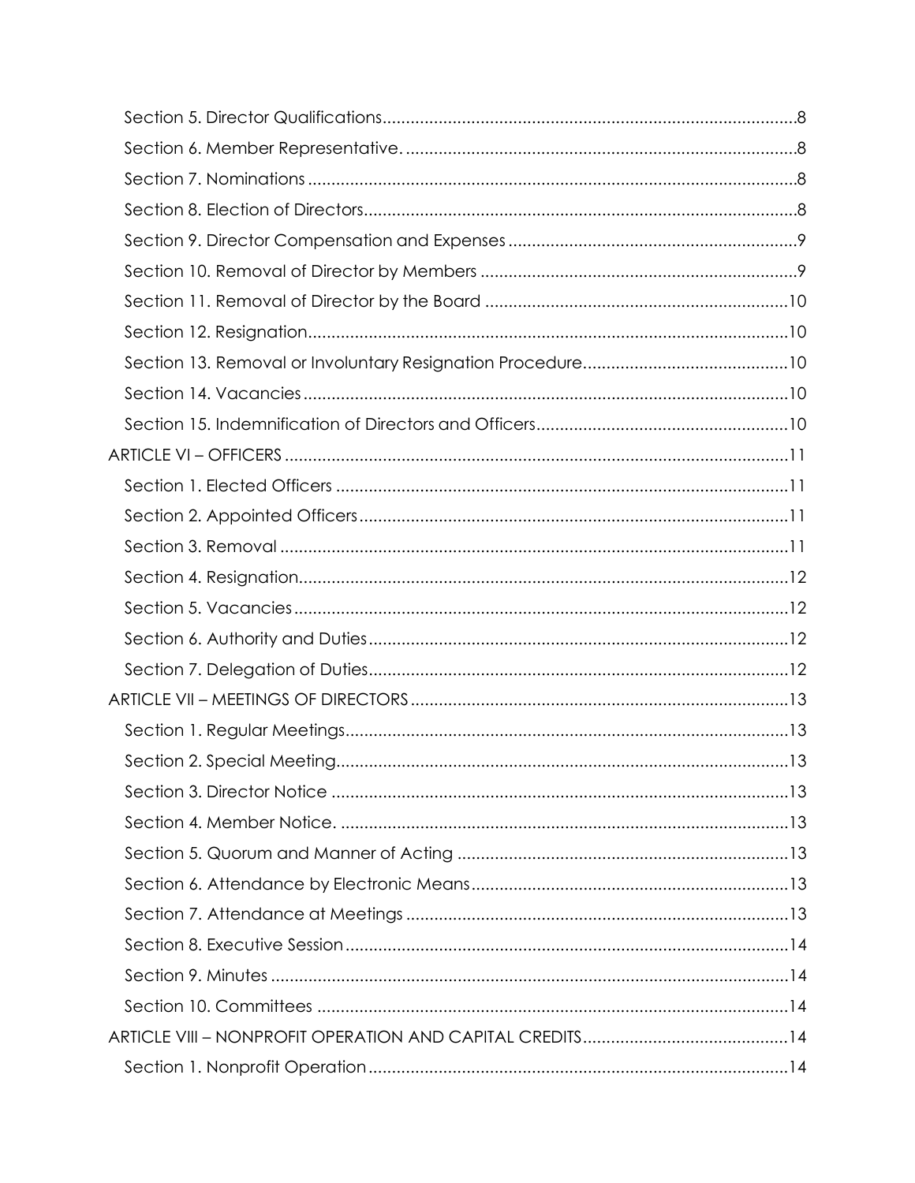Section 5. Director Qualifications........................................................................................8
Section 6. Member Representative. ....................................................................................8
Section 7. Nominations........................................................................................................8
Section 8. Election of Directors............................................................................................8
Section 9. Director Compensation and Expenses..............................................................9
Section 10. Removal of Director by Members ....................................................................9
Section 11. Removal of Director by the Board ..................................................................10
Section 12. Resignation.......................................................................................................10
Section 13. Removal or Involuntary Resignation Procedure............................................10
Section 14. Vacancies.........................................................................................................10
Section 15. Indemnification of Directors and Officers.......................................................10
ARTICLE VI – OFFICERS .............................................................................................................11
Section 1. Elected Officers .................................................................................................11
Section 2. Appointed Officers............................................................................................11
Section 3. Removal .............................................................................................................11
Section 4. Resignation.........................................................................................................12
Section 5. Vacancies...........................................................................................................12
Section 6. Authority and Duties...........................................................................................12
Section 7. Delegation of Duties...........................................................................................12
ARTICLE VII – MEETINGS OF DIRECTORS .................................................................................13
Section 1. Regular Meetings...............................................................................................13
Section 2. Special Meeting.................................................................................................13
Section 3. Director Notice ..................................................................................................13
Section 4. Member Notice. ................................................................................................13
Section 5. Quorum and Manner of Acting .......................................................................13
Section 6. Attendance by Electronic Means....................................................................13
Section 7. Attendance at Meetings ..................................................................................13
Section 8. Executive Session...............................................................................................14
Section 9. Minutes ...............................................................................................................14
Section 10. Committees .....................................................................................................14
ARTICLE VIII – NONPROFIT OPERATION AND CAPITAL CREDITS............................................14
Section 1. Nonprofit Operation..........................................................................................14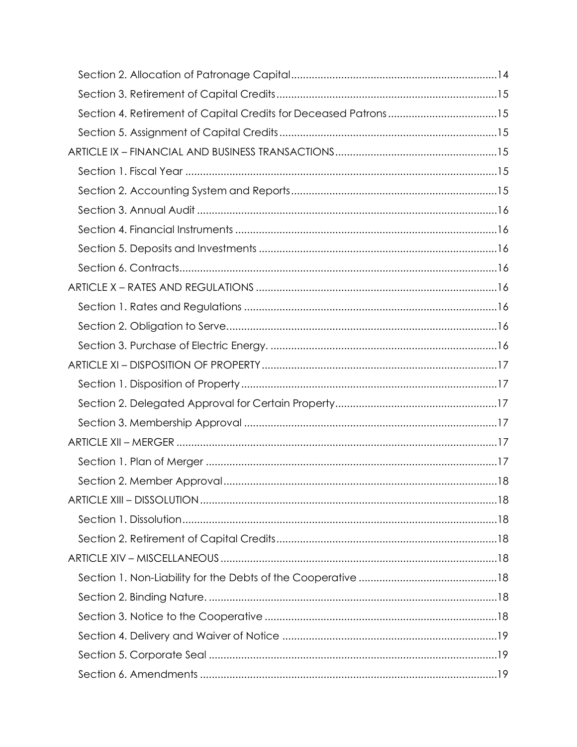Section 2. Allocation of Patronage Capital ..... 14
Section 3. Retirement of Capital Credits ..... 15
Section 4. Retirement of Capital Credits for Deceased Patrons ..... 15
Section 5. Assignment of Capital Credits ..... 15

ARTICLE IX – FINANCIAL AND BUSINESS TRANSACTIONS ..... 15
Section 1. Fiscal Year ..... 15
Section 2. Accounting System and Reports ..... 15
Section 3. Annual Audit ..... 16
Section 4. Financial Instruments ..... 16
Section 5. Deposits and Investments ..... 16
Section 6. Contracts ..... 16

ARTICLE X – RATES AND REGULATIONS ..... 16
Section 1. Rates and Regulations ..... 16
Section 2. Obligation to Serve ..... 16
Section 3. Purchase of Electric Energy. ..... 16

ARTICLE XI – DISPOSITION OF PROPERTY ..... 17
Section 1. Disposition of Property ..... 17
Section 2. Delegated Approval for Certain Property ..... 17
Section 3. Membership Approval ..... 17

ARTICLE XII – MERGER ..... 17
Section 1. Plan of Merger ..... 17
Section 2. Member Approval ..... 18

ARTICLE XIII – DISSOLUTION ..... 18
Section 1. Dissolution ..... 18
Section 2. Retirement of Capital Credits ..... 18

ARTICLE XIV – MISCELLANEOUS ..... 18
Section 1. Non-Liability for the Debts of the Cooperative ..... 18
Section 2. Binding Nature. ..... 18
Section 3. Notice to the Cooperative ..... 18
Section 4. Delivery and Waiver of Notice ..... 19
Section 5. Corporate Seal ..... 19
Section 6. Amendments ..... 19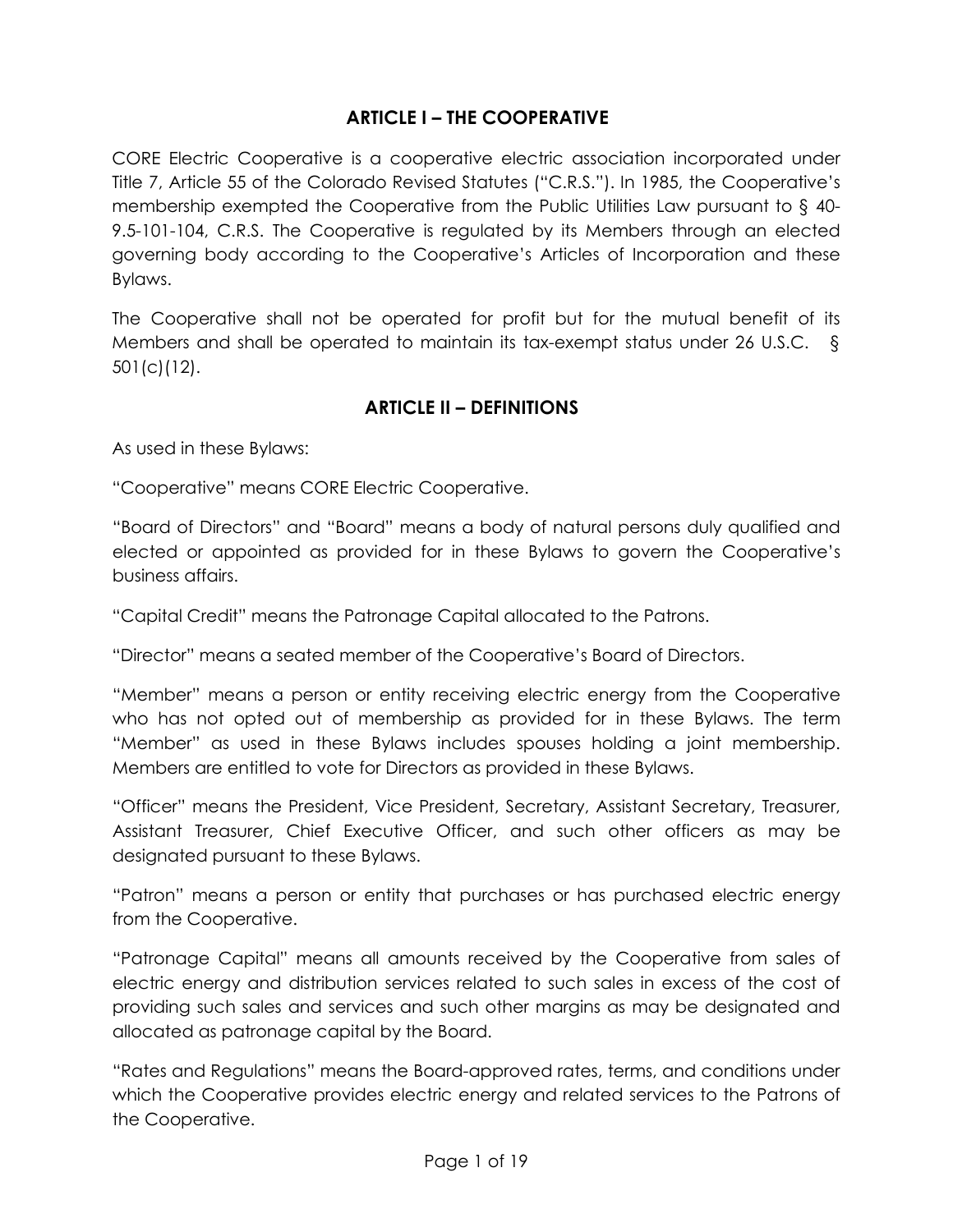## ARTICLE I – THE COOPERATIVE

CORE Electric Cooperative is a cooperative electric association incorporated under Title 7, Article 55 of the Colorado Revised Statutes ("C.R.S."). In 1985, the Cooperative's membership exempted the Cooperative from the Public Utilities Law pursuant to § 40-9.5-101-104, C.R.S. The Cooperative is regulated by its Members through an elected governing body according to the Cooperative's Articles of Incorporation and these Bylaws.

The Cooperative shall not be operated for profit but for the mutual benefit of its Members and shall be operated to maintain its tax-exempt status under 26 U.S.C. § 501(c)(12).

## ARTICLE II – DEFINITIONS

As used in these Bylaws:

"Cooperative" means CORE Electric Cooperative.

"Board of Directors" and "Board" means a body of natural persons duly qualified and elected or appointed as provided for in these Bylaws to govern the Cooperative's business affairs.

"Capital Credit" means the Patronage Capital allocated to the Patrons.

"Director" means a seated member of the Cooperative's Board of Directors.

"Member" means a person or entity receiving electric energy from the Cooperative who has not opted out of membership as provided for in these Bylaws. The term "Member" as used in these Bylaws includes spouses holding a joint membership. Members are entitled to vote for Directors as provided in these Bylaws.

"Officer" means the President, Vice President, Secretary, Assistant Secretary, Treasurer, Assistant Treasurer, Chief Executive Officer, and such other officers as may be designated pursuant to these Bylaws.

"Patron" means a person or entity that purchases or has purchased electric energy from the Cooperative.

"Patronage Capital" means all amounts received by the Cooperative from sales of electric energy and distribution services related to such sales in excess of the cost of providing such sales and services and such other margins as may be designated and allocated as patronage capital by the Board.

"Rates and Regulations" means the Board-approved rates, terms, and conditions under which the Cooperative provides electric energy and related services to the Patrons of the Cooperative.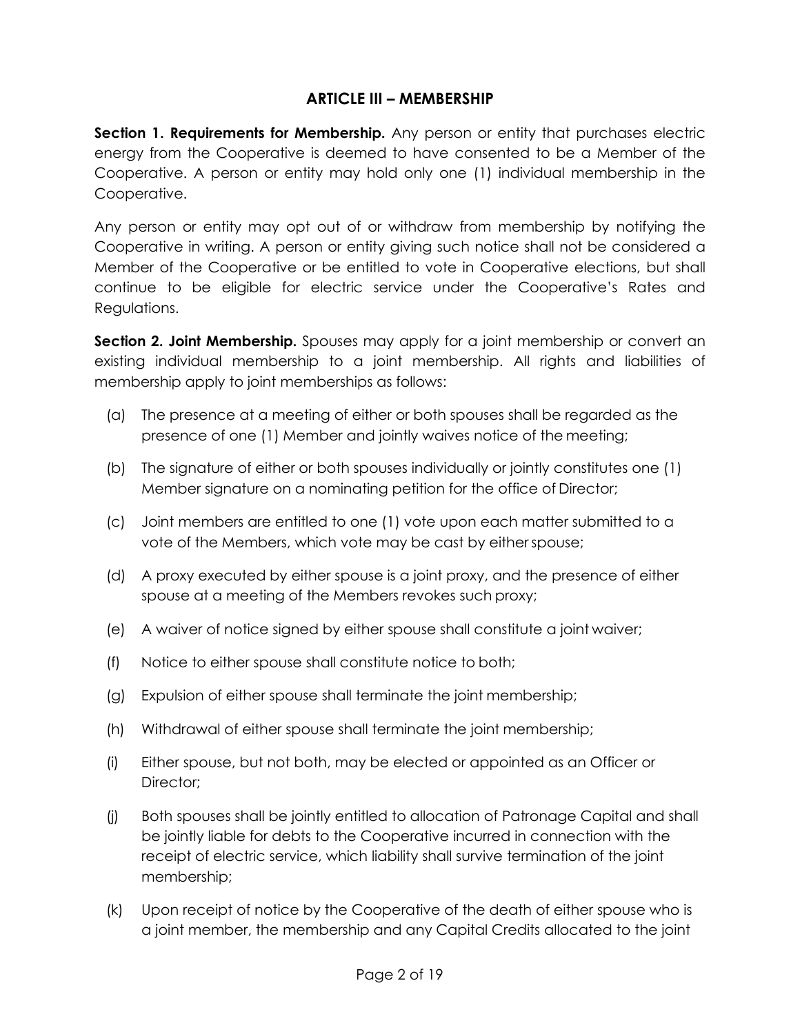## ARTICLE III – MEMBERSHIP

**Section 1. Requirements for Membership.** Any person or entity that purchases electric energy from the Cooperative is deemed to have consented to be a Member of the Cooperative. A person or entity may hold only one (1) individual membership in the Cooperative.

Any person or entity may opt out of or withdraw from membership by notifying the Cooperative in writing. A person or entity giving such notice shall not be considered a Member of the Cooperative or be entitled to vote in Cooperative elections, but shall continue to be eligible for electric service under the Cooperative's Rates and Regulations.

**Section 2. Joint Membership.** Spouses may apply for a joint membership or convert an existing individual membership to a joint membership. All rights and liabilities of membership apply to joint memberships as follows:

(a) The presence at a meeting of either or both spouses shall be regarded as the presence of one (1) Member and jointly waives notice of the meeting;

(b) The signature of either or both spouses individually or jointly constitutes one (1) Member signature on a nominating petition for the office of Director;

(c) Joint members are entitled to one (1) vote upon each matter submitted to a vote of the Members, which vote may be cast by either spouse;

(d) A proxy executed by either spouse is a joint proxy, and the presence of either spouse at a meeting of the Members revokes such proxy;

(e) A waiver of notice signed by either spouse shall constitute a joint waiver;

(f) Notice to either spouse shall constitute notice to both;

(g) Expulsion of either spouse shall terminate the joint membership;

(h) Withdrawal of either spouse shall terminate the joint membership;

(i) Either spouse, but not both, may be elected or appointed as an Officer or Director;

(j) Both spouses shall be jointly entitled to allocation of Patronage Capital and shall be jointly liable for debts to the Cooperative incurred in connection with the receipt of electric service, which liability shall survive termination of the joint membership;

(k) Upon receipt of notice by the Cooperative of the death of either spouse who is a joint member, the membership and any Capital Credits allocated to the joint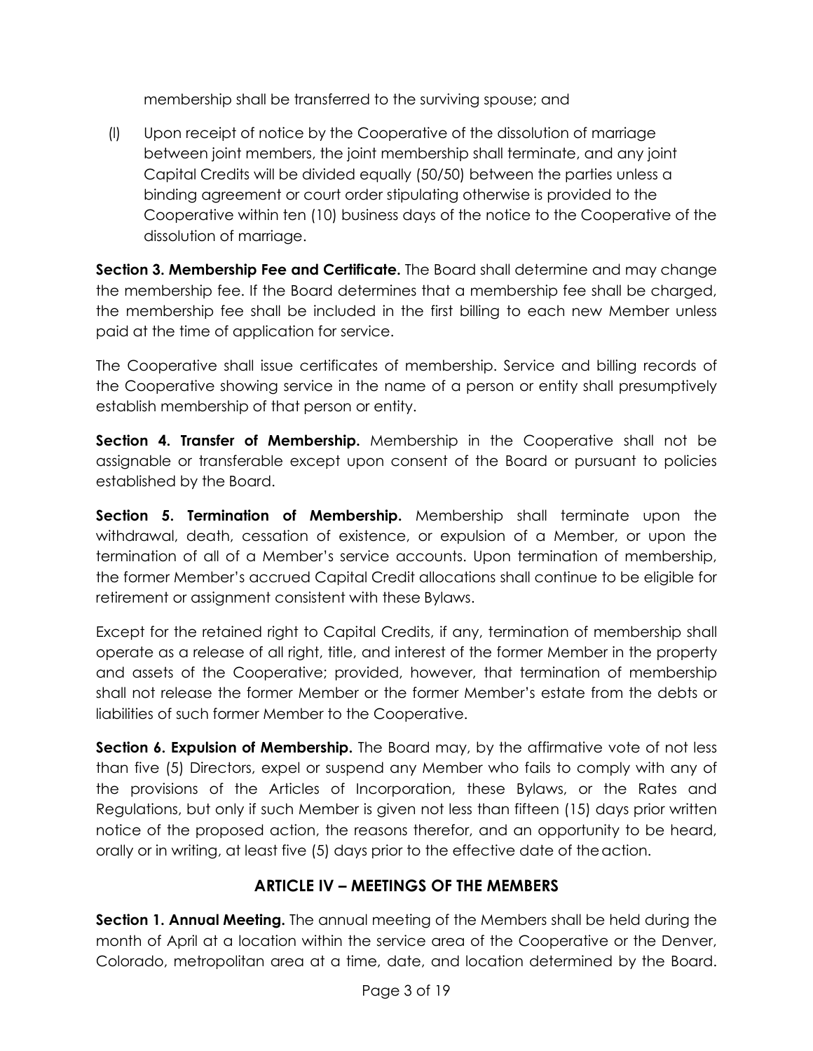membership shall be transferred to the surviving spouse; and

(l) Upon receipt of notice by the Cooperative of the dissolution of marriage between joint members, the joint membership shall terminate, and any joint Capital Credits will be divided equally (50/50) between the parties unless a binding agreement or court order stipulating otherwise is provided to the Cooperative within ten (10) business days of the notice to the Cooperative of the dissolution of marriage.

**Section 3. Membership Fee and Certificate.** The Board shall determine and may change the membership fee. If the Board determines that a membership fee shall be charged, the membership fee shall be included in the first billing to each new Member unless paid at the time of application for service.

The Cooperative shall issue certificates of membership. Service and billing records of the Cooperative showing service in the name of a person or entity shall presumptively establish membership of that person or entity.

**Section 4. Transfer of Membership.** Membership in the Cooperative shall not be assignable or transferable except upon consent of the Board or pursuant to policies established by the Board.

**Section 5. Termination of Membership.** Membership shall terminate upon the withdrawal, death, cessation of existence, or expulsion of a Member, or upon the termination of all of a Member's service accounts. Upon termination of membership, the former Member's accrued Capital Credit allocations shall continue to be eligible for retirement or assignment consistent with these Bylaws.

Except for the retained right to Capital Credits, if any, termination of membership shall operate as a release of all right, title, and interest of the former Member in the property and assets of the Cooperative; provided, however, that termination of membership shall not release the former Member or the former Member's estate from the debts or liabilities of such former Member to the Cooperative.

**Section 6. Expulsion of Membership.** The Board may, by the affirmative vote of not less than five (5) Directors, expel or suspend any Member who fails to comply with any of the provisions of the Articles of Incorporation, these Bylaws, or the Rates and Regulations, but only if such Member is given not less than fifteen (15) days prior written notice of the proposed action, the reasons therefor, and an opportunity to be heard, orally or in writing, at least five (5) days prior to the effective date of the action.

## ARTICLE IV – MEETINGS OF THE MEMBERS

**Section 1. Annual Meeting.** The annual meeting of the Members shall be held during the month of April at a location within the service area of the Cooperative or the Denver, Colorado, metropolitan area at a time, date, and location determined by the Board.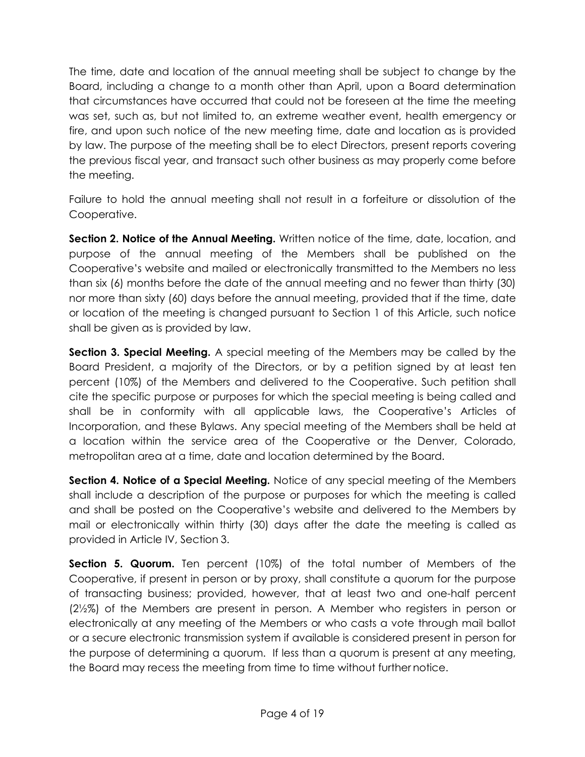The time, date and location of the annual meeting shall be subject to change by the Board, including a change to a month other than April, upon a Board determination that circumstances have occurred that could not be foreseen at the time the meeting was set, such as, but not limited to, an extreme weather event, health emergency or fire, and upon such notice of the new meeting time, date and location as is provided by law. The purpose of the meeting shall be to elect Directors, present reports covering the previous fiscal year, and transact such other business as may properly come before the meeting.

Failure to hold the annual meeting shall not result in a forfeiture or dissolution of the Cooperative.

**Section 2. Notice of the Annual Meeting.** Written notice of the time, date, location, and purpose of the annual meeting of the Members shall be published on the Cooperative's website and mailed or electronically transmitted to the Members no less than six (6) months before the date of the annual meeting and no fewer than thirty (30) nor more than sixty (60) days before the annual meeting, provided that if the time, date or location of the meeting is changed pursuant to Section 1 of this Article, such notice shall be given as is provided by law.

**Section 3. Special Meeting.** A special meeting of the Members may be called by the Board President, a majority of the Directors, or by a petition signed by at least ten percent (10%) of the Members and delivered to the Cooperative. Such petition shall cite the specific purpose or purposes for which the special meeting is being called and shall be in conformity with all applicable laws, the Cooperative's Articles of Incorporation, and these Bylaws. Any special meeting of the Members shall be held at a location within the service area of the Cooperative or the Denver, Colorado, metropolitan area at a time, date and location determined by the Board.

**Section 4. Notice of a Special Meeting.** Notice of any special meeting of the Members shall include a description of the purpose or purposes for which the meeting is called and shall be posted on the Cooperative's website and delivered to the Members by mail or electronically within thirty (30) days after the date the meeting is called as provided in Article IV, Section 3.

**Section 5. Quorum.** Ten percent (10%) of the total number of Members of the Cooperative, if present in person or by proxy, shall constitute a quorum for the purpose of transacting business; provided, however, that at least two and one-half percent (2½%) of the Members are present in person. A Member who registers in person or electronically at any meeting of the Members or who casts a vote through mail ballot or a secure electronic transmission system if available is considered present in person for the purpose of determining a quorum. If less than a quorum is present at any meeting, the Board may recess the meeting from time to time without further notice.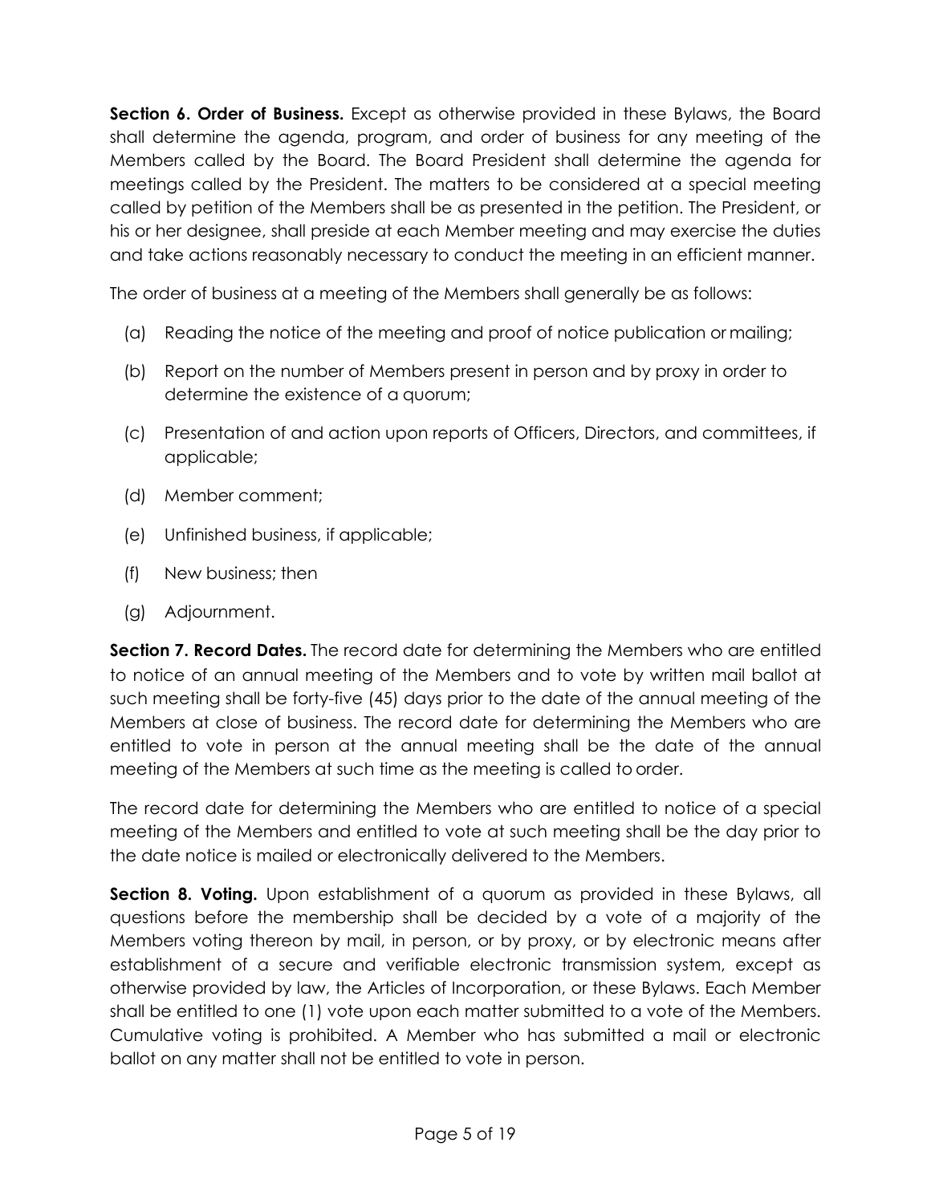**Section 6. Order of Business.** Except as otherwise provided in these Bylaws, the Board shall determine the agenda, program, and order of business for any meeting of the Members called by the Board. The Board President shall determine the agenda for meetings called by the President. The matters to be considered at a special meeting called by petition of the Members shall be as presented in the petition. The President, or his or her designee, shall preside at each Member meeting and may exercise the duties and take actions reasonably necessary to conduct the meeting in an efficient manner.

The order of business at a meeting of the Members shall generally be as follows:

(a) Reading the notice of the meeting and proof of notice publication or mailing;

(b) Report on the number of Members present in person and by proxy in order to determine the existence of a quorum;

(c) Presentation of and action upon reports of Officers, Directors, and committees, if applicable;

(d) Member comment;

(e) Unfinished business, if applicable;

(f) New business; then

(g) Adjournment.

**Section 7. Record Dates.** The record date for determining the Members who are entitled to notice of an annual meeting of the Members and to vote by written mail ballot at such meeting shall be forty-five (45) days prior to the date of the annual meeting of the Members at close of business. The record date for determining the Members who are entitled to vote in person at the annual meeting shall be the date of the annual meeting of the Members at such time as the meeting is called to order.

The record date for determining the Members who are entitled to notice of a special meeting of the Members and entitled to vote at such meeting shall be the day prior to the date notice is mailed or electronically delivered to the Members.

**Section 8. Voting.** Upon establishment of a quorum as provided in these Bylaws, all questions before the membership shall be decided by a vote of a majority of the Members voting thereon by mail, in person, or by proxy, or by electronic means after establishment of a secure and verifiable electronic transmission system, except as otherwise provided by law, the Articles of Incorporation, or these Bylaws. Each Member shall be entitled to one (1) vote upon each matter submitted to a vote of the Members. Cumulative voting is prohibited. A Member who has submitted a mail or electronic ballot on any matter shall not be entitled to vote in person.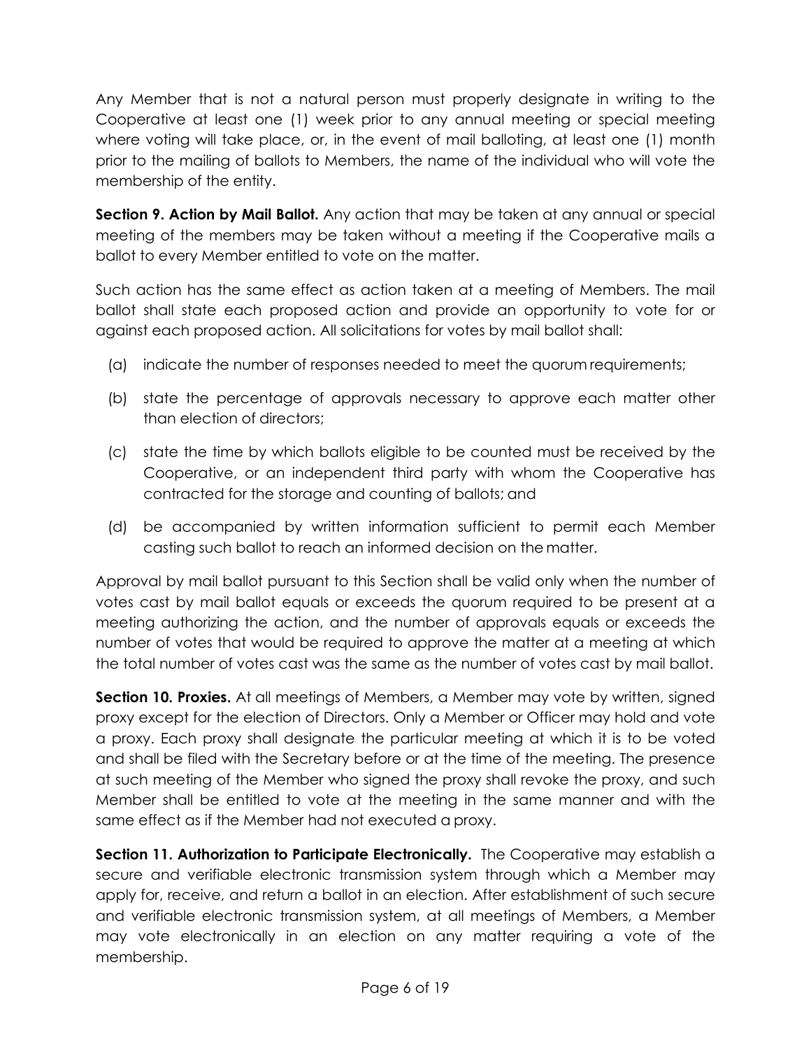Any Member that is not a natural person must properly designate in writing to the Cooperative at least one (1) week prior to any annual meeting or special meeting where voting will take place, or, in the event of mail balloting, at least one (1) month prior to the mailing of ballots to Members, the name of the individual who will vote the membership of the entity.

**Section 9. Action by Mail Ballot.** Any action that may be taken at any annual or special meeting of the members may be taken without a meeting if the Cooperative mails a ballot to every Member entitled to vote on the matter.

Such action has the same effect as action taken at a meeting of Members. The mail ballot shall state each proposed action and provide an opportunity to vote for or against each proposed action. All solicitations for votes by mail ballot shall:

(a) indicate the number of responses needed to meet the quorum requirements;

(b) state the percentage of approvals necessary to approve each matter other than election of directors;

(c) state the time by which ballots eligible to be counted must be received by the Cooperative, or an independent third party with whom the Cooperative has contracted for the storage and counting of ballots; and

(d) be accompanied by written information sufficient to permit each Member casting such ballot to reach an informed decision on the matter.

Approval by mail ballot pursuant to this Section shall be valid only when the number of votes cast by mail ballot equals or exceeds the quorum required to be present at a meeting authorizing the action, and the number of approvals equals or exceeds the number of votes that would be required to approve the matter at a meeting at which the total number of votes cast was the same as the number of votes cast by mail ballot.

**Section 10. Proxies.** At all meetings of Members, a Member may vote by written, signed proxy except for the election of Directors. Only a Member or Officer may hold and vote a proxy. Each proxy shall designate the particular meeting at which it is to be voted and shall be filed with the Secretary before or at the time of the meeting. The presence at such meeting of the Member who signed the proxy shall revoke the proxy, and such Member shall be entitled to vote at the meeting in the same manner and with the same effect as if the Member had not executed a proxy.

**Section 11. Authorization to Participate Electronically.** The Cooperative may establish a secure and verifiable electronic transmission system through which a Member may apply for, receive, and return a ballot in an election. After establishment of such secure and verifiable electronic transmission system, at all meetings of Members, a Member may vote electronically in an election on any matter requiring a vote of the membership.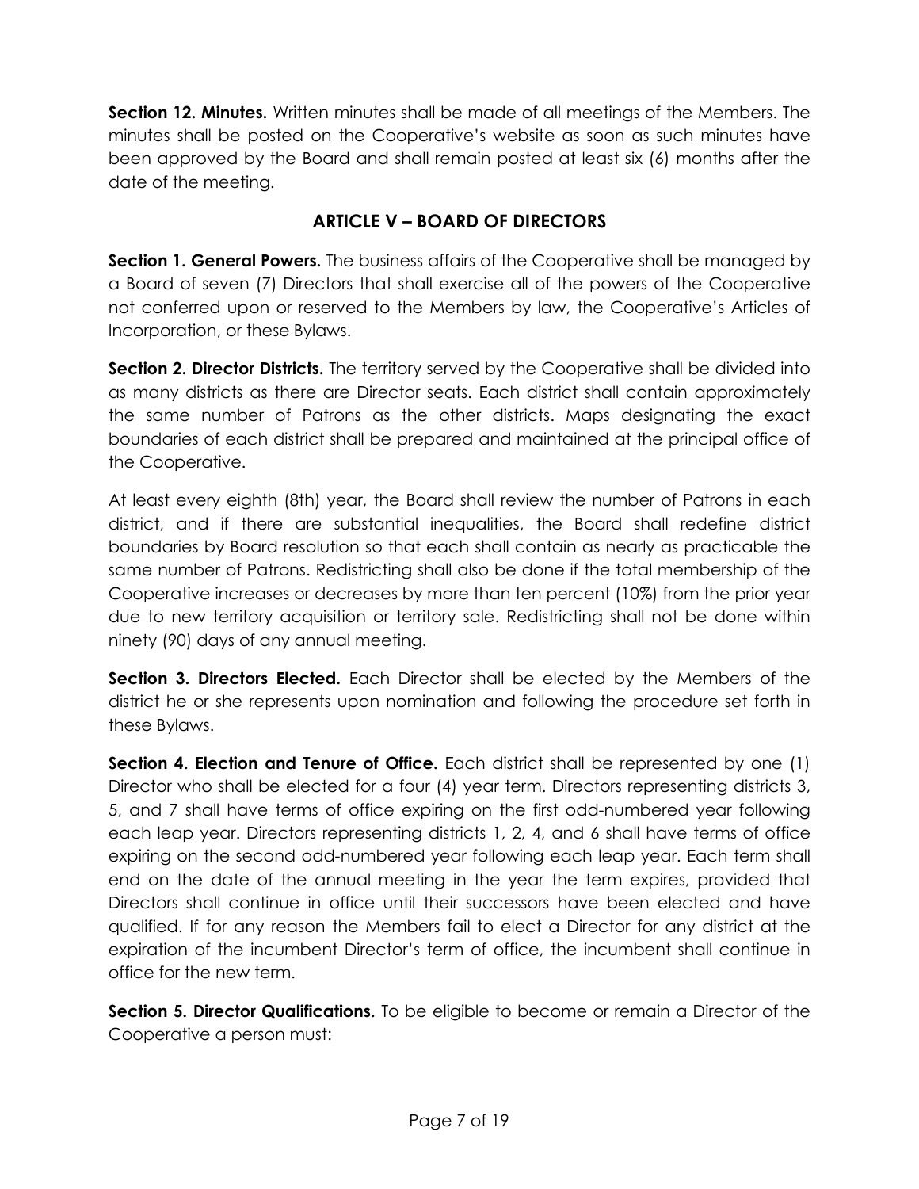**Section 12. Minutes.** Written minutes shall be made of all meetings of the Members. The minutes shall be posted on the Cooperative's website as soon as such minutes have been approved by the Board and shall remain posted at least six (6) months after the date of the meeting.

## ARTICLE V – BOARD OF DIRECTORS

**Section 1. General Powers.** The business affairs of the Cooperative shall be managed by a Board of seven (7) Directors that shall exercise all of the powers of the Cooperative not conferred upon or reserved to the Members by law, the Cooperative's Articles of Incorporation, or these Bylaws.

**Section 2. Director Districts.** The territory served by the Cooperative shall be divided into as many districts as there are Director seats. Each district shall contain approximately the same number of Patrons as the other districts. Maps designating the exact boundaries of each district shall be prepared and maintained at the principal office of the Cooperative.

At least every eighth (8th) year, the Board shall review the number of Patrons in each district, and if there are substantial inequalities, the Board shall redefine district boundaries by Board resolution so that each shall contain as nearly as practicable the same number of Patrons. Redistricting shall also be done if the total membership of the Cooperative increases or decreases by more than ten percent (10%) from the prior year due to new territory acquisition or territory sale. Redistricting shall not be done within ninety (90) days of any annual meeting.

**Section 3. Directors Elected.** Each Director shall be elected by the Members of the district he or she represents upon nomination and following the procedure set forth in these Bylaws.

**Section 4. Election and Tenure of Office.** Each district shall be represented by one (1) Director who shall be elected for a four (4) year term. Directors representing districts 3, 5, and 7 shall have terms of office expiring on the first odd-numbered year following each leap year. Directors representing districts 1, 2, 4, and 6 shall have terms of office expiring on the second odd-numbered year following each leap year. Each term shall end on the date of the annual meeting in the year the term expires, provided that Directors shall continue in office until their successors have been elected and have qualified. If for any reason the Members fail to elect a Director for any district at the expiration of the incumbent Director's term of office, the incumbent shall continue in office for the new term.

**Section 5. Director Qualifications.** To be eligible to become or remain a Director of the Cooperative a person must: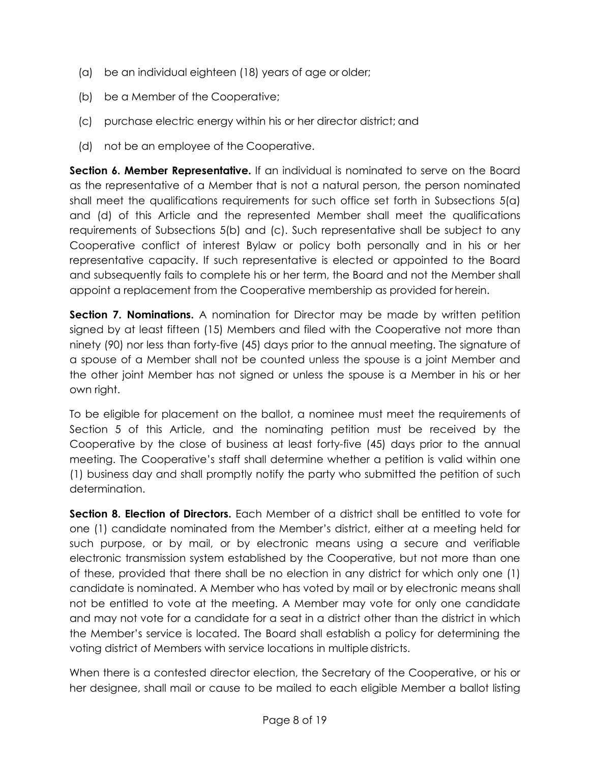(a) be an individual eighteen (18) years of age or older;

(b) be a Member of the Cooperative;

(c) purchase electric energy within his or her director district; and

(d) not be an employee of the Cooperative.

**Section 6. Member Representative.** If an individual is nominated to serve on the Board as the representative of a Member that is not a natural person, the person nominated shall meet the qualifications requirements for such office set forth in Subsections 5(a) and (d) of this Article and the represented Member shall meet the qualifications requirements of Subsections 5(b) and (c). Such representative shall be subject to any Cooperative conflict of interest Bylaw or policy both personally and in his or her representative capacity. If such representative is elected or appointed to the Board and subsequently fails to complete his or her term, the Board and not the Member shall appoint a replacement from the Cooperative membership as provided for herein.

**Section 7. Nominations.** A nomination for Director may be made by written petition signed by at least fifteen (15) Members and filed with the Cooperative not more than ninety (90) nor less than forty-five (45) days prior to the annual meeting. The signature of a spouse of a Member shall not be counted unless the spouse is a joint Member and the other joint Member has not signed or unless the spouse is a Member in his or her own right.

To be eligible for placement on the ballot, a nominee must meet the requirements of Section 5 of this Article, and the nominating petition must be received by the Cooperative by the close of business at least forty-five (45) days prior to the annual meeting. The Cooperative's staff shall determine whether a petition is valid within one (1) business day and shall promptly notify the party who submitted the petition of such determination.

**Section 8. Election of Directors.** Each Member of a district shall be entitled to vote for one (1) candidate nominated from the Member's district, either at a meeting held for such purpose, or by mail, or by electronic means using a secure and verifiable electronic transmission system established by the Cooperative, but not more than one of these, provided that there shall be no election in any district for which only one (1) candidate is nominated. A Member who has voted by mail or by electronic means shall not be entitled to vote at the meeting. A Member may vote for only one candidate and may not vote for a candidate for a seat in a district other than the district in which the Member's service is located. The Board shall establish a policy for determining the voting district of Members with service locations in multiple districts.

When there is a contested director election, the Secretary of the Cooperative, or his or her designee, shall mail or cause to be mailed to each eligible Member a ballot listing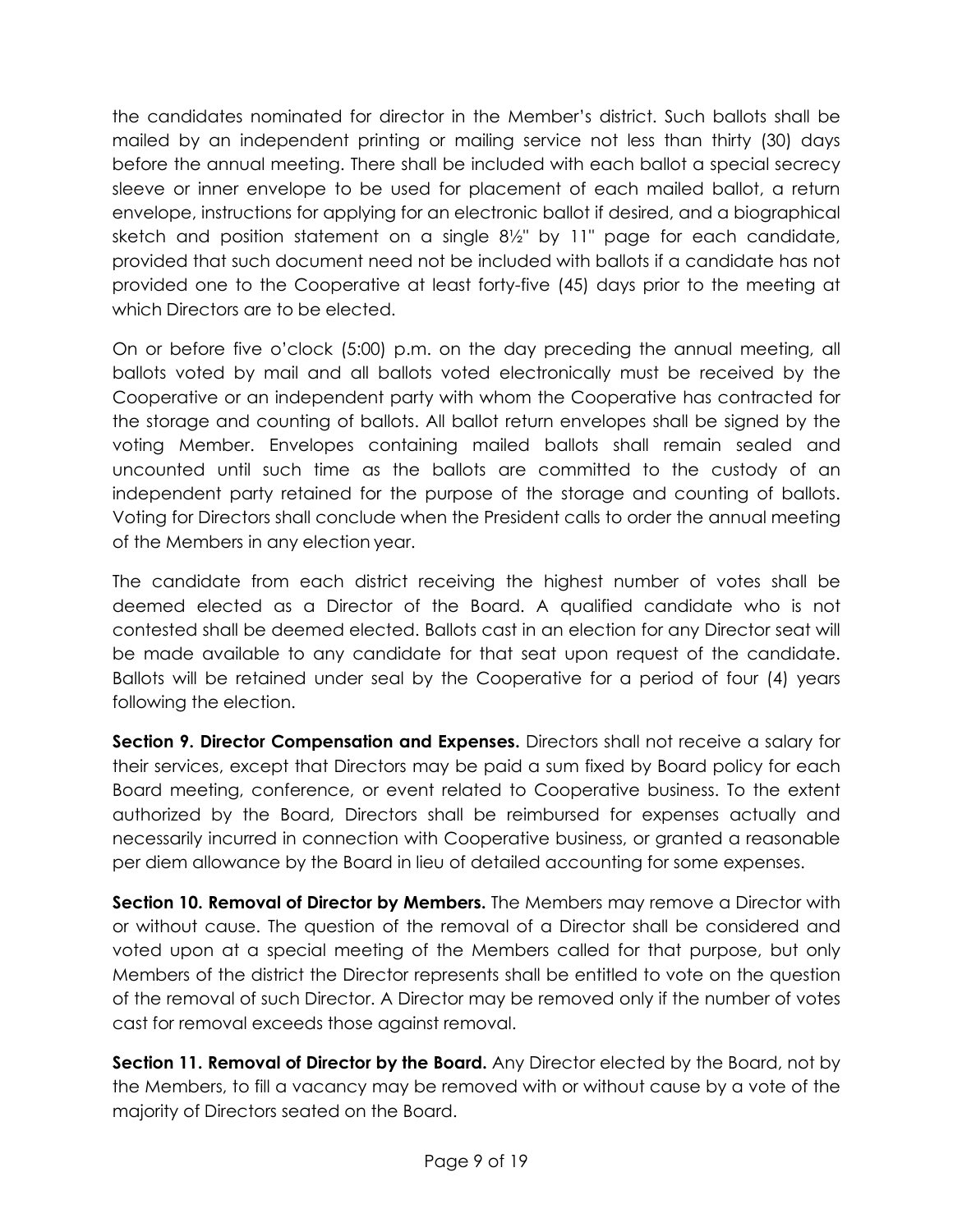the candidates nominated for director in the Member's district. Such ballots shall be mailed by an independent printing or mailing service not less than thirty (30) days before the annual meeting. There shall be included with each ballot a special secrecy sleeve or inner envelope to be used for placement of each mailed ballot, a return envelope, instructions for applying for an electronic ballot if desired, and a biographical sketch and position statement on a single 8½" by 11" page for each candidate, provided that such document need not be included with ballots if a candidate has not provided one to the Cooperative at least forty-five (45) days prior to the meeting at which Directors are to be elected.

On or before five o'clock (5:00) p.m. on the day preceding the annual meeting, all ballots voted by mail and all ballots voted electronically must be received by the Cooperative or an independent party with whom the Cooperative has contracted for the storage and counting of ballots. All ballot return envelopes shall be signed by the voting Member. Envelopes containing mailed ballots shall remain sealed and uncounted until such time as the ballots are committed to the custody of an independent party retained for the purpose of the storage and counting of ballots. Voting for Directors shall conclude when the President calls to order the annual meeting of the Members in any election year.

The candidate from each district receiving the highest number of votes shall be deemed elected as a Director of the Board. A qualified candidate who is not contested shall be deemed elected. Ballots cast in an election for any Director seat will be made available to any candidate for that seat upon request of the candidate. Ballots will be retained under seal by the Cooperative for a period of four (4) years following the election.

**Section 9. Director Compensation and Expenses.** Directors shall not receive a salary for their services, except that Directors may be paid a sum fixed by Board policy for each Board meeting, conference, or event related to Cooperative business. To the extent authorized by the Board, Directors shall be reimbursed for expenses actually and necessarily incurred in connection with Cooperative business, or granted a reasonable per diem allowance by the Board in lieu of detailed accounting for some expenses.

**Section 10. Removal of Director by Members.** The Members may remove a Director with or without cause. The question of the removal of a Director shall be considered and voted upon at a special meeting of the Members called for that purpose, but only Members of the district the Director represents shall be entitled to vote on the question of the removal of such Director. A Director may be removed only if the number of votes cast for removal exceeds those against removal.

**Section 11. Removal of Director by the Board.** Any Director elected by the Board, not by the Members, to fill a vacancy may be removed with or without cause by a vote of the majority of Directors seated on the Board.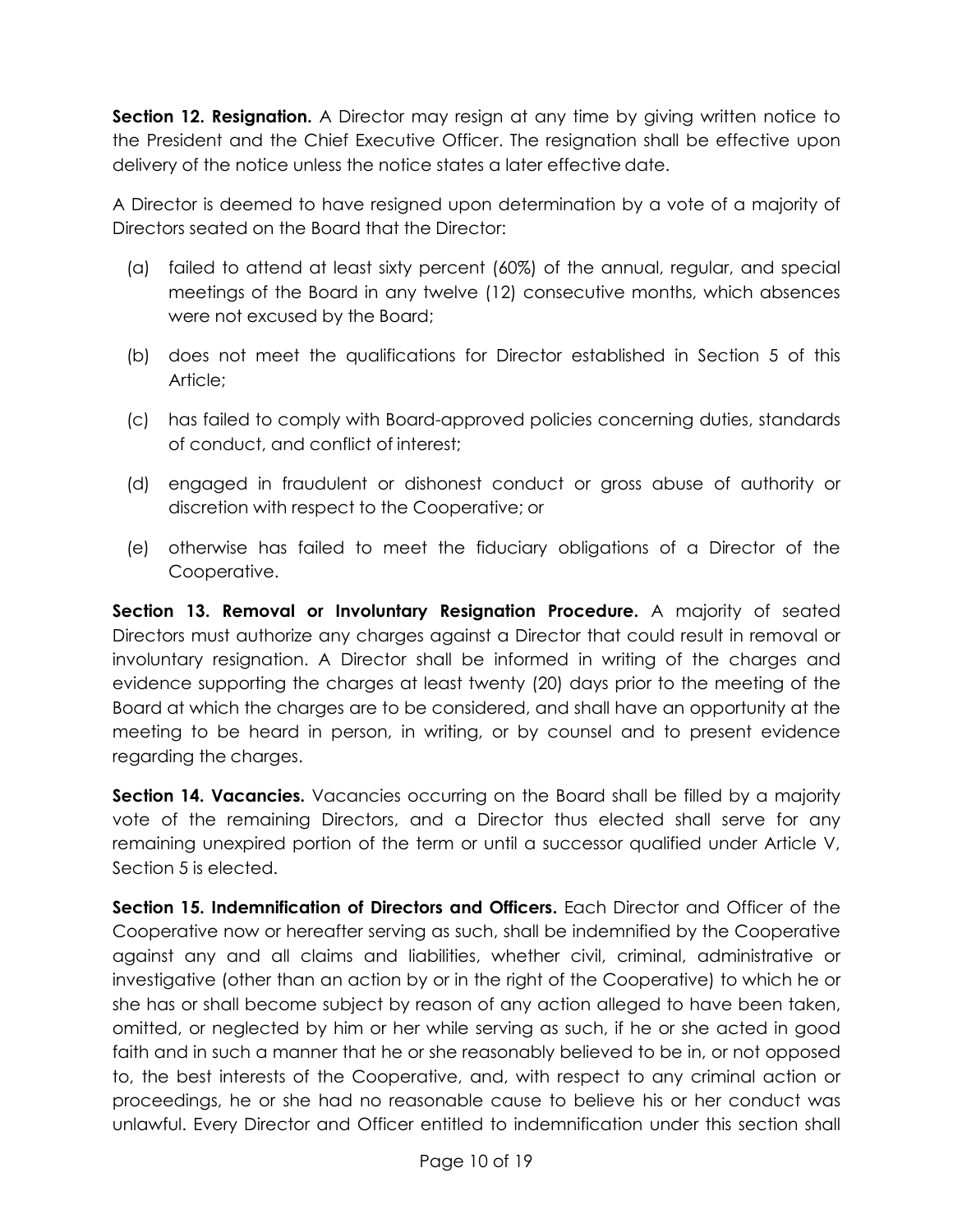**Section 12. Resignation.** A Director may resign at any time by giving written notice to the President and the Chief Executive Officer. The resignation shall be effective upon delivery of the notice unless the notice states a later effective date.

A Director is deemed to have resigned upon determination by a vote of a majority of Directors seated on the Board that the Director:

(a) failed to attend at least sixty percent (60%) of the annual, regular, and special meetings of the Board in any twelve (12) consecutive months, which absences were not excused by the Board;

(b) does not meet the qualifications for Director established in Section 5 of this Article;

(c) has failed to comply with Board-approved policies concerning duties, standards of conduct, and conflict of interest;

(d) engaged in fraudulent or dishonest conduct or gross abuse of authority or discretion with respect to the Cooperative; or

(e) otherwise has failed to meet the fiduciary obligations of a Director of the Cooperative.

**Section 13. Removal or Involuntary Resignation Procedure.** A majority of seated Directors must authorize any charges against a Director that could result in removal or involuntary resignation. A Director shall be informed in writing of the charges and evidence supporting the charges at least twenty (20) days prior to the meeting of the Board at which the charges are to be considered, and shall have an opportunity at the meeting to be heard in person, in writing, or by counsel and to present evidence regarding the charges.

**Section 14. Vacancies.** Vacancies occurring on the Board shall be filled by a majority vote of the remaining Directors, and a Director thus elected shall serve for any remaining unexpired portion of the term or until a successor qualified under Article V, Section 5 is elected.

**Section 15. Indemnification of Directors and Officers.** Each Director and Officer of the Cooperative now or hereafter serving as such, shall be indemnified by the Cooperative against any and all claims and liabilities, whether civil, criminal, administrative or investigative (other than an action by or in the right of the Cooperative) to which he or she has or shall become subject by reason of any action alleged to have been taken, omitted, or neglected by him or her while serving as such, if he or she acted in good faith and in such a manner that he or she reasonably believed to be in, or not opposed to, the best interests of the Cooperative, and, with respect to any criminal action or proceedings, he or she had no reasonable cause to believe his or her conduct was unlawful. Every Director and Officer entitled to indemnification under this section shall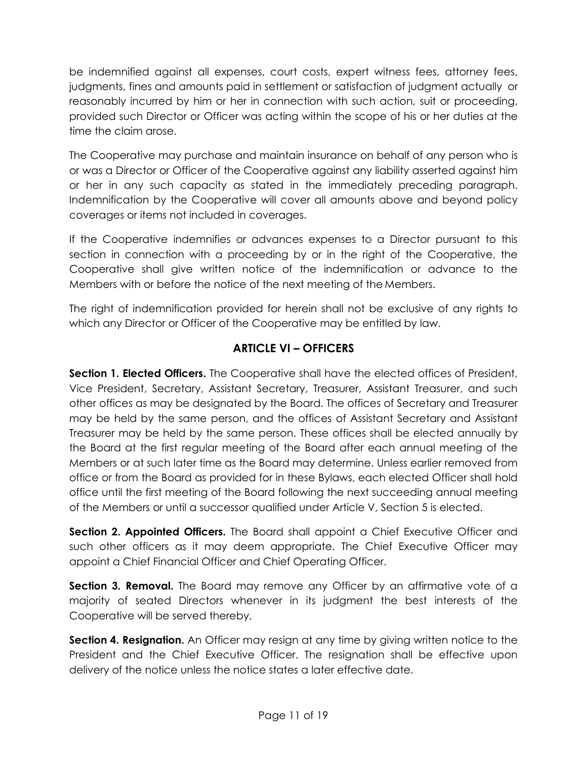be indemnified against all expenses, court costs, expert witness fees, attorney fees, judgments, fines and amounts paid in settlement or satisfaction of judgment actually or reasonably incurred by him or her in connection with such action, suit or proceeding, provided such Director or Officer was acting within the scope of his or her duties at the time the claim arose.

The Cooperative may purchase and maintain insurance on behalf of any person who is or was a Director or Officer of the Cooperative against any liability asserted against him or her in any such capacity as stated in the immediately preceding paragraph. Indemnification by the Cooperative will cover all amounts above and beyond policy coverages or items not included in coverages.

If the Cooperative indemnifies or advances expenses to a Director pursuant to this section in connection with a proceeding by or in the right of the Cooperative, the Cooperative shall give written notice of the indemnification or advance to the Members with or before the notice of the next meeting of the Members.

The right of indemnification provided for herein shall not be exclusive of any rights to which any Director or Officer of the Cooperative may be entitled by law.

## ARTICLE VI – OFFICERS

**Section 1. Elected Officers.** The Cooperative shall have the elected offices of President, Vice President, Secretary, Assistant Secretary, Treasurer, Assistant Treasurer, and such other offices as may be designated by the Board. The offices of Secretary and Treasurer may be held by the same person, and the offices of Assistant Secretary and Assistant Treasurer may be held by the same person. These offices shall be elected annually by the Board at the first regular meeting of the Board after each annual meeting of the Members or at such later time as the Board may determine. Unless earlier removed from office or from the Board as provided for in these Bylaws, each elected Officer shall hold office until the first meeting of the Board following the next succeeding annual meeting of the Members or until a successor qualified under Article V, Section 5 is elected.

**Section 2. Appointed Officers.** The Board shall appoint a Chief Executive Officer and such other officers as it may deem appropriate. The Chief Executive Officer may appoint a Chief Financial Officer and Chief Operating Officer.

**Section 3. Removal.** The Board may remove any Officer by an affirmative vote of a majority of seated Directors whenever in its judgment the best interests of the Cooperative will be served thereby.

**Section 4. Resignation.** An Officer may resign at any time by giving written notice to the President and the Chief Executive Officer. The resignation shall be effective upon delivery of the notice unless the notice states a later effective date.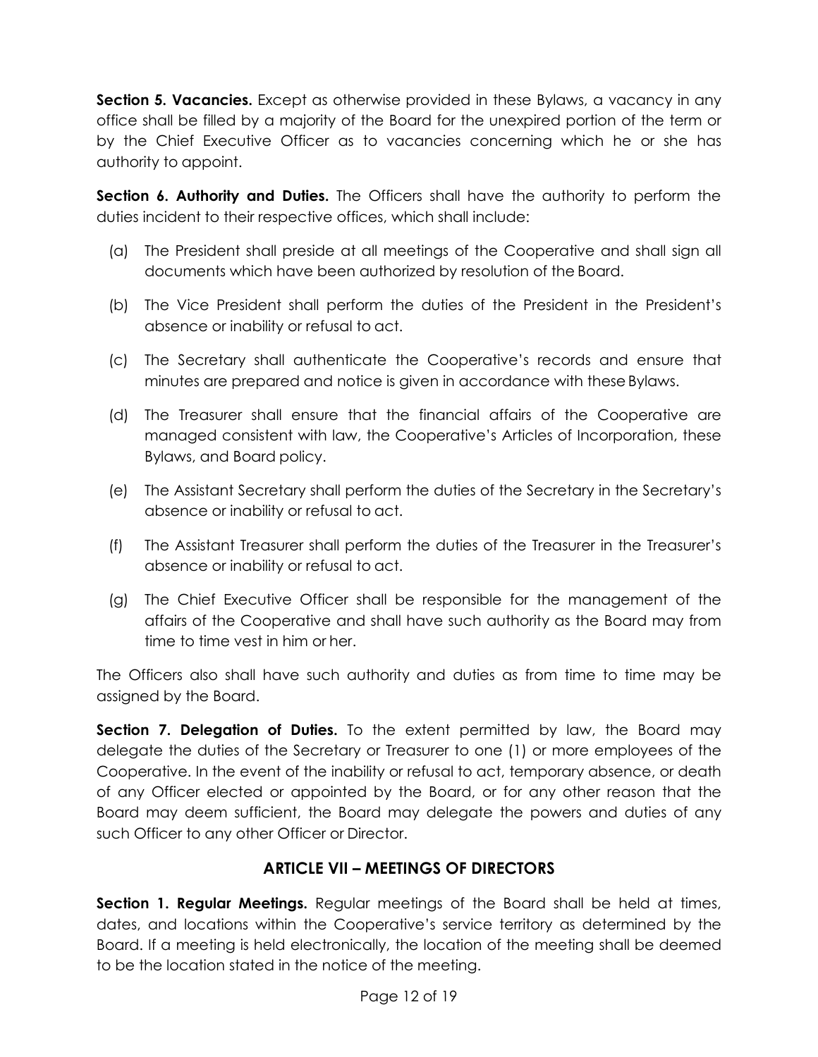**Section 5. Vacancies.** Except as otherwise provided in these Bylaws, a vacancy in any office shall be filled by a majority of the Board for the unexpired portion of the term or by the Chief Executive Officer as to vacancies concerning which he or she has authority to appoint.

**Section 6. Authority and Duties.** The Officers shall have the authority to perform the duties incident to their respective offices, which shall include:

(a) The President shall preside at all meetings of the Cooperative and shall sign all documents which have been authorized by resolution of the Board.

(b) The Vice President shall perform the duties of the President in the President's absence or inability or refusal to act.

(c) The Secretary shall authenticate the Cooperative's records and ensure that minutes are prepared and notice is given in accordance with these Bylaws.

(d) The Treasurer shall ensure that the financial affairs of the Cooperative are managed consistent with law, the Cooperative's Articles of Incorporation, these Bylaws, and Board policy.

(e) The Assistant Secretary shall perform the duties of the Secretary in the Secretary's absence or inability or refusal to act.

(f) The Assistant Treasurer shall perform the duties of the Treasurer in the Treasurer's absence or inability or refusal to act.

(g) The Chief Executive Officer shall be responsible for the management of the affairs of the Cooperative and shall have such authority as the Board may from time to time vest in him or her.

The Officers also shall have such authority and duties as from time to time may be assigned by the Board.

**Section 7. Delegation of Duties.** To the extent permitted by law, the Board may delegate the duties of the Secretary or Treasurer to one (1) or more employees of the Cooperative. In the event of the inability or refusal to act, temporary absence, or death of any Officer elected or appointed by the Board, or for any other reason that the Board may deem sufficient, the Board may delegate the powers and duties of any such Officer to any other Officer or Director.

## ARTICLE VII – MEETINGS OF DIRECTORS

**Section 1. Regular Meetings.** Regular meetings of the Board shall be held at times, dates, and locations within the Cooperative's service territory as determined by the Board. If a meeting is held electronically, the location of the meeting shall be deemed to be the location stated in the notice of the meeting.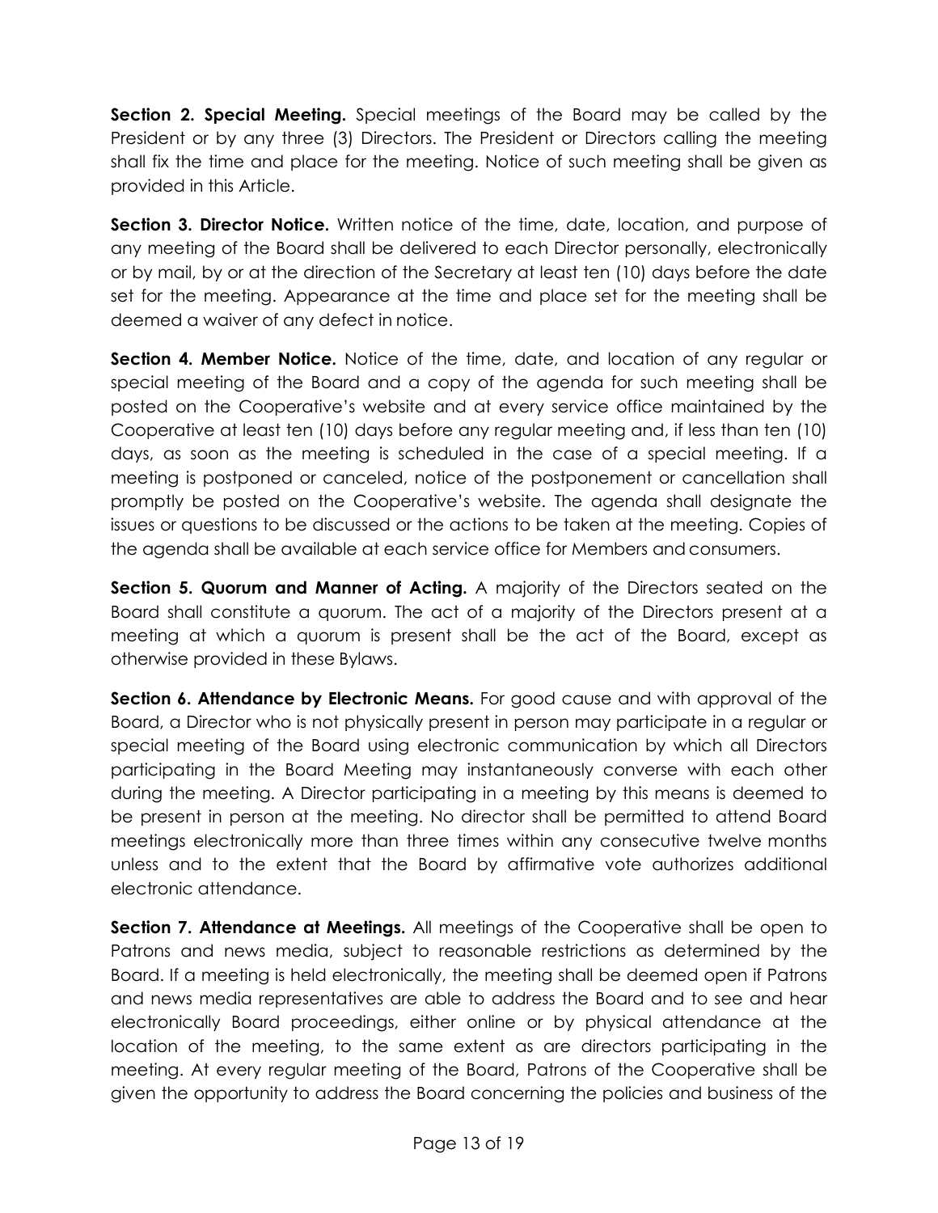**Section 2. Special Meeting.** Special meetings of the Board may be called by the President or by any three (3) Directors. The President or Directors calling the meeting shall fix the time and place for the meeting. Notice of such meeting shall be given as provided in this Article.

**Section 3. Director Notice.** Written notice of the time, date, location, and purpose of any meeting of the Board shall be delivered to each Director personally, electronically or by mail, by or at the direction of the Secretary at least ten (10) days before the date set for the meeting. Appearance at the time and place set for the meeting shall be deemed a waiver of any defect in notice.

**Section 4. Member Notice.** Notice of the time, date, and location of any regular or special meeting of the Board and a copy of the agenda for such meeting shall be posted on the Cooperative's website and at every service office maintained by the Cooperative at least ten (10) days before any regular meeting and, if less than ten (10) days, as soon as the meeting is scheduled in the case of a special meeting. If a meeting is postponed or canceled, notice of the postponement or cancellation shall promptly be posted on the Cooperative's website. The agenda shall designate the issues or questions to be discussed or the actions to be taken at the meeting. Copies of the agenda shall be available at each service office for Members and consumers.

**Section 5. Quorum and Manner of Acting.** A majority of the Directors seated on the Board shall constitute a quorum. The act of a majority of the Directors present at a meeting at which a quorum is present shall be the act of the Board, except as otherwise provided in these Bylaws.

**Section 6. Attendance by Electronic Means.** For good cause and with approval of the Board, a Director who is not physically present in person may participate in a regular or special meeting of the Board using electronic communication by which all Directors participating in the Board Meeting may instantaneously converse with each other during the meeting. A Director participating in a meeting by this means is deemed to be present in person at the meeting. No director shall be permitted to attend Board meetings electronically more than three times within any consecutive twelve months unless and to the extent that the Board by affirmative vote authorizes additional electronic attendance.

**Section 7. Attendance at Meetings.** All meetings of the Cooperative shall be open to Patrons and news media, subject to reasonable restrictions as determined by the Board. If a meeting is held electronically, the meeting shall be deemed open if Patrons and news media representatives are able to address the Board and to see and hear electronically Board proceedings, either online or by physical attendance at the location of the meeting, to the same extent as are directors participating in the meeting. At every regular meeting of the Board, Patrons of the Cooperative shall be given the opportunity to address the Board concerning the policies and business of the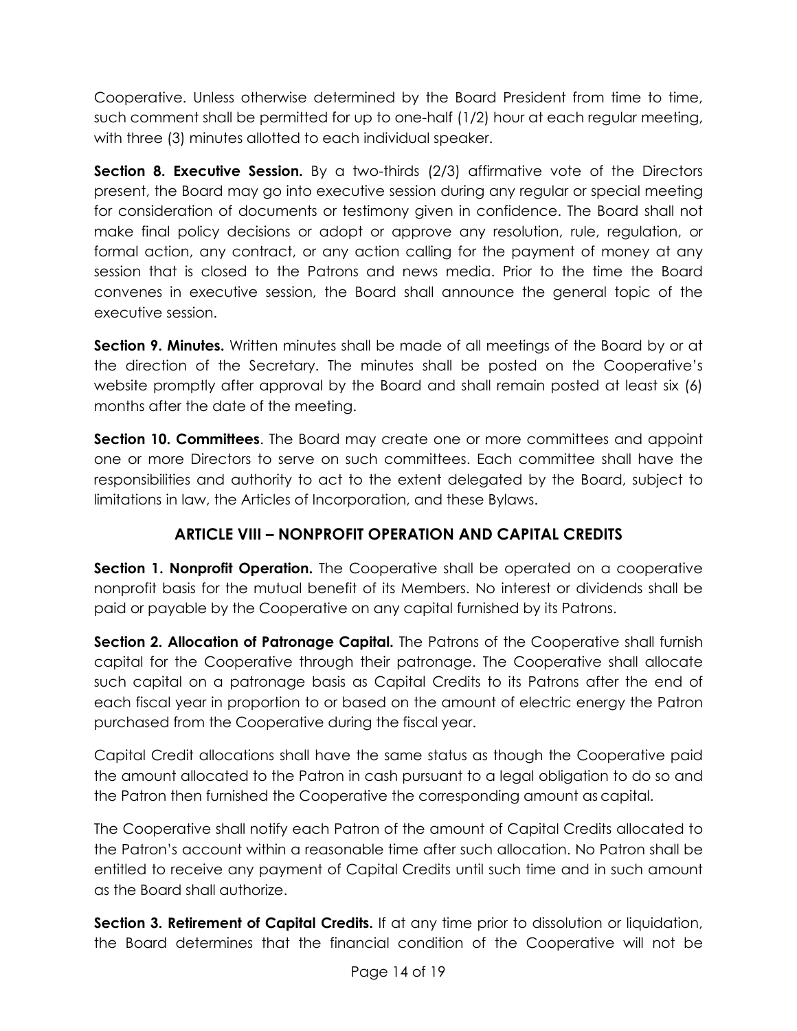Cooperative. Unless otherwise determined by the Board President from time to time, such comment shall be permitted for up to one-half (1/2) hour at each regular meeting, with three (3) minutes allotted to each individual speaker.

**Section 8. Executive Session.** By a two-thirds (2/3) affirmative vote of the Directors present, the Board may go into executive session during any regular or special meeting for consideration of documents or testimony given in confidence. The Board shall not make final policy decisions or adopt or approve any resolution, rule, regulation, or formal action, any contract, or any action calling for the payment of money at any session that is closed to the Patrons and news media. Prior to the time the Board convenes in executive session, the Board shall announce the general topic of the executive session.

**Section 9. Minutes.** Written minutes shall be made of all meetings of the Board by or at the direction of the Secretary. The minutes shall be posted on the Cooperative's website promptly after approval by the Board and shall remain posted at least six (6) months after the date of the meeting.

**Section 10. Committees**. The Board may create one or more committees and appoint one or more Directors to serve on such committees. Each committee shall have the responsibilities and authority to act to the extent delegated by the Board, subject to limitations in law, the Articles of Incorporation, and these Bylaws.

## ARTICLE VIII – NONPROFIT OPERATION AND CAPITAL CREDITS

**Section 1. Nonprofit Operation.** The Cooperative shall be operated on a cooperative nonprofit basis for the mutual benefit of its Members. No interest or dividends shall be paid or payable by the Cooperative on any capital furnished by its Patrons.

**Section 2. Allocation of Patronage Capital.** The Patrons of the Cooperative shall furnish capital for the Cooperative through their patronage. The Cooperative shall allocate such capital on a patronage basis as Capital Credits to its Patrons after the end of each fiscal year in proportion to or based on the amount of electric energy the Patron purchased from the Cooperative during the fiscal year.

Capital Credit allocations shall have the same status as though the Cooperative paid the amount allocated to the Patron in cash pursuant to a legal obligation to do so and the Patron then furnished the Cooperative the corresponding amount as capital.

The Cooperative shall notify each Patron of the amount of Capital Credits allocated to the Patron's account within a reasonable time after such allocation. No Patron shall be entitled to receive any payment of Capital Credits until such time and in such amount as the Board shall authorize.

**Section 3. Retirement of Capital Credits.** If at any time prior to dissolution or liquidation, the Board determines that the financial condition of the Cooperative will not be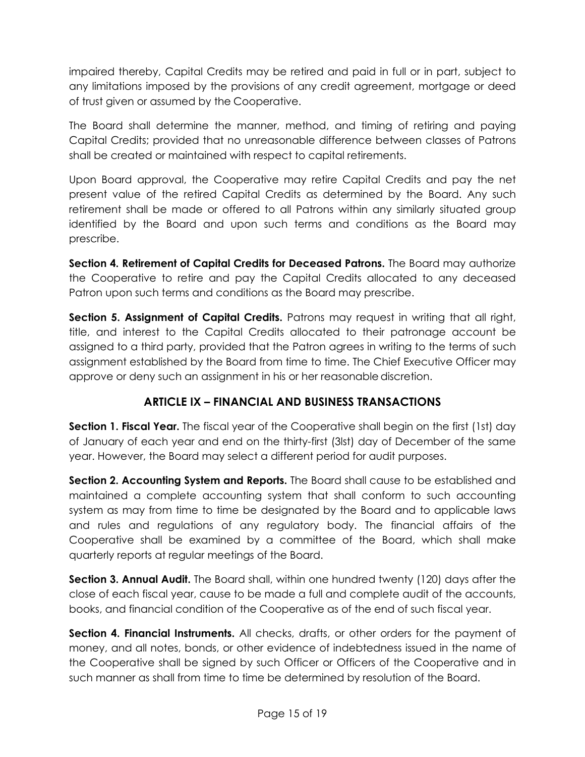impaired thereby, Capital Credits may be retired and paid in full or in part, subject to any limitations imposed by the provisions of any credit agreement, mortgage or deed of trust given or assumed by the Cooperative.

The Board shall determine the manner, method, and timing of retiring and paying Capital Credits; provided that no unreasonable difference between classes of Patrons shall be created or maintained with respect to capital retirements.

Upon Board approval, the Cooperative may retire Capital Credits and pay the net present value of the retired Capital Credits as determined by the Board. Any such retirement shall be made or offered to all Patrons within any similarly situated group identified by the Board and upon such terms and conditions as the Board may prescribe.

**Section 4. Retirement of Capital Credits for Deceased Patrons.** The Board may authorize the Cooperative to retire and pay the Capital Credits allocated to any deceased Patron upon such terms and conditions as the Board may prescribe.

**Section 5. Assignment of Capital Credits.** Patrons may request in writing that all right, title, and interest to the Capital Credits allocated to their patronage account be assigned to a third party, provided that the Patron agrees in writing to the terms of such assignment established by the Board from time to time. The Chief Executive Officer may approve or deny such an assignment in his or her reasonable discretion.

## ARTICLE IX – FINANCIAL AND BUSINESS TRANSACTIONS

**Section 1. Fiscal Year.** The fiscal year of the Cooperative shall begin on the first (1st) day of January of each year and end on the thirty-first (3lst) day of December of the same year. However, the Board may select a different period for audit purposes.

**Section 2. Accounting System and Reports.** The Board shall cause to be established and maintained a complete accounting system that shall conform to such accounting system as may from time to time be designated by the Board and to applicable laws and rules and regulations of any regulatory body. The financial affairs of the Cooperative shall be examined by a committee of the Board, which shall make quarterly reports at regular meetings of the Board.

**Section 3. Annual Audit.** The Board shall, within one hundred twenty (120) days after the close of each fiscal year, cause to be made a full and complete audit of the accounts, books, and financial condition of the Cooperative as of the end of such fiscal year.

**Section 4. Financial Instruments.** All checks, drafts, or other orders for the payment of money, and all notes, bonds, or other evidence of indebtedness issued in the name of the Cooperative shall be signed by such Officer or Officers of the Cooperative and in such manner as shall from time to time be determined by resolution of the Board.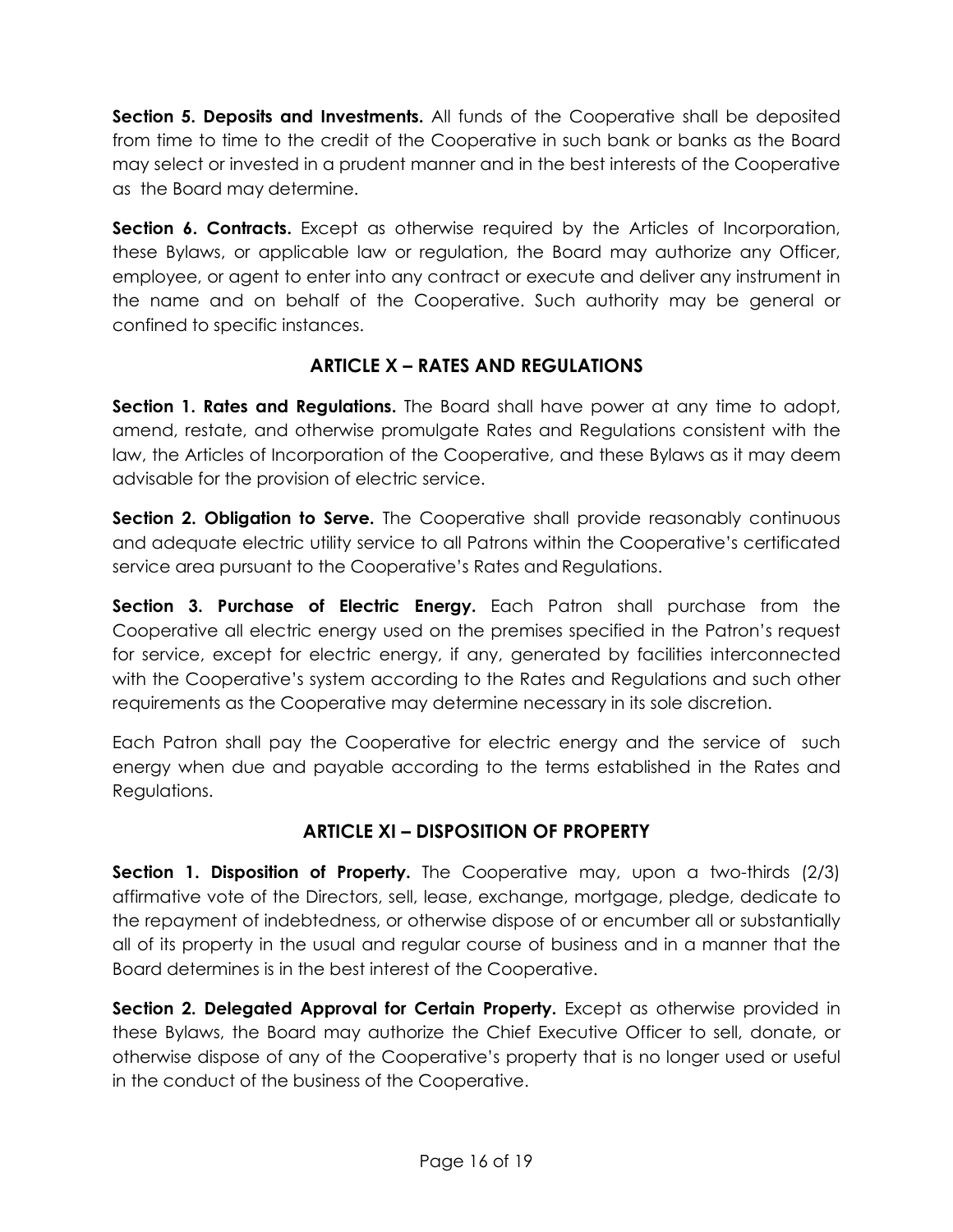**Section 5. Deposits and Investments.** All funds of the Cooperative shall be deposited from time to time to the credit of the Cooperative in such bank or banks as the Board may select or invested in a prudent manner and in the best interests of the Cooperative as the Board may determine.

**Section 6. Contracts.** Except as otherwise required by the Articles of Incorporation, these Bylaws, or applicable law or regulation, the Board may authorize any Officer, employee, or agent to enter into any contract or execute and deliver any instrument in the name and on behalf of the Cooperative. Such authority may be general or confined to specific instances.

## ARTICLE X – RATES AND REGULATIONS

**Section 1. Rates and Regulations.** The Board shall have power at any time to adopt, amend, restate, and otherwise promulgate Rates and Regulations consistent with the law, the Articles of Incorporation of the Cooperative, and these Bylaws as it may deem advisable for the provision of electric service.

**Section 2. Obligation to Serve.** The Cooperative shall provide reasonably continuous and adequate electric utility service to all Patrons within the Cooperative's certificated service area pursuant to the Cooperative's Rates and Regulations.

**Section 3. Purchase of Electric Energy.** Each Patron shall purchase from the Cooperative all electric energy used on the premises specified in the Patron's request for service, except for electric energy, if any, generated by facilities interconnected with the Cooperative's system according to the Rates and Regulations and such other requirements as the Cooperative may determine necessary in its sole discretion.

Each Patron shall pay the Cooperative for electric energy and the service of such energy when due and payable according to the terms established in the Rates and Regulations.

## ARTICLE XI – DISPOSITION OF PROPERTY

**Section 1. Disposition of Property.** The Cooperative may, upon a two-thirds (2/3) affirmative vote of the Directors, sell, lease, exchange, mortgage, pledge, dedicate to the repayment of indebtedness, or otherwise dispose of or encumber all or substantially all of its property in the usual and regular course of business and in a manner that the Board determines is in the best interest of the Cooperative.

**Section 2. Delegated Approval for Certain Property.** Except as otherwise provided in these Bylaws, the Board may authorize the Chief Executive Officer to sell, donate, or otherwise dispose of any of the Cooperative's property that is no longer used or useful in the conduct of the business of the Cooperative.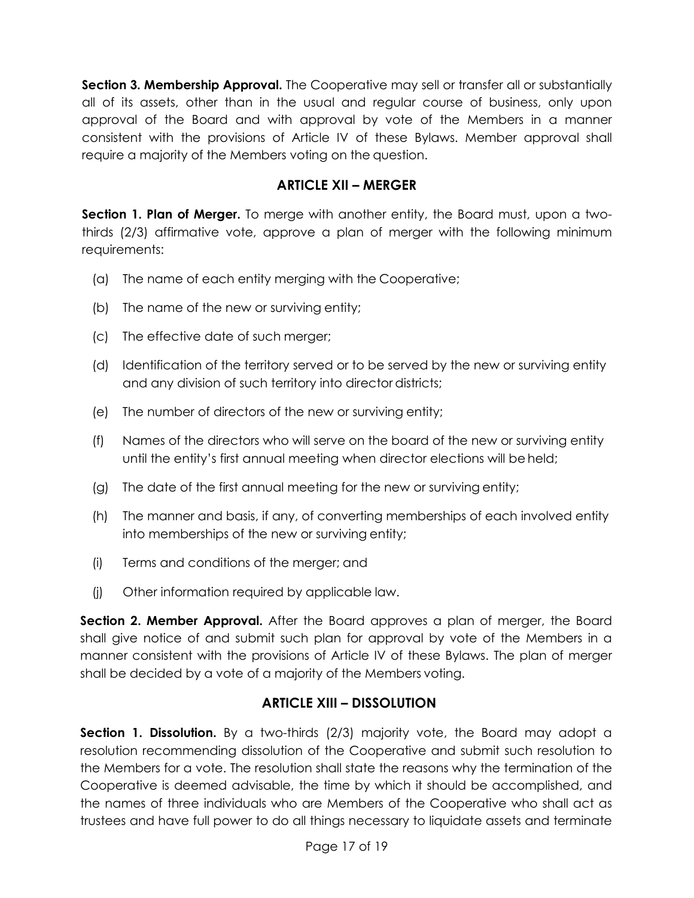**Section 3. Membership Approval.** The Cooperative may sell or transfer all or substantially all of its assets, other than in the usual and regular course of business, only upon approval of the Board and with approval by vote of the Members in a manner consistent with the provisions of Article IV of these Bylaws. Member approval shall require a majority of the Members voting on the question.

## ARTICLE XII – MERGER

**Section 1. Plan of Merger.** To merge with another entity, the Board must, upon a two-thirds (2/3) affirmative vote, approve a plan of merger with the following minimum requirements:

(a) The name of each entity merging with the Cooperative;

(b) The name of the new or surviving entity;

(c) The effective date of such merger;

(d) Identification of the territory served or to be served by the new or surviving entity and any division of such territory into director districts;

(e) The number of directors of the new or surviving entity;

(f) Names of the directors who will serve on the board of the new or surviving entity until the entity's first annual meeting when director elections will be held;

(g) The date of the first annual meeting for the new or surviving entity;

(h) The manner and basis, if any, of converting memberships of each involved entity into memberships of the new or surviving entity;

(i) Terms and conditions of the merger; and

(j) Other information required by applicable law.

**Section 2. Member Approval.** After the Board approves a plan of merger, the Board shall give notice of and submit such plan for approval by vote of the Members in a manner consistent with the provisions of Article IV of these Bylaws. The plan of merger shall be decided by a vote of a majority of the Members voting.

## ARTICLE XIII – DISSOLUTION

**Section 1. Dissolution.** By a two-thirds (2/3) majority vote, the Board may adopt a resolution recommending dissolution of the Cooperative and submit such resolution to the Members for a vote. The resolution shall state the reasons why the termination of the Cooperative is deemed advisable, the time by which it should be accomplished, and the names of three individuals who are Members of the Cooperative who shall act as trustees and have full power to do all things necessary to liquidate assets and terminate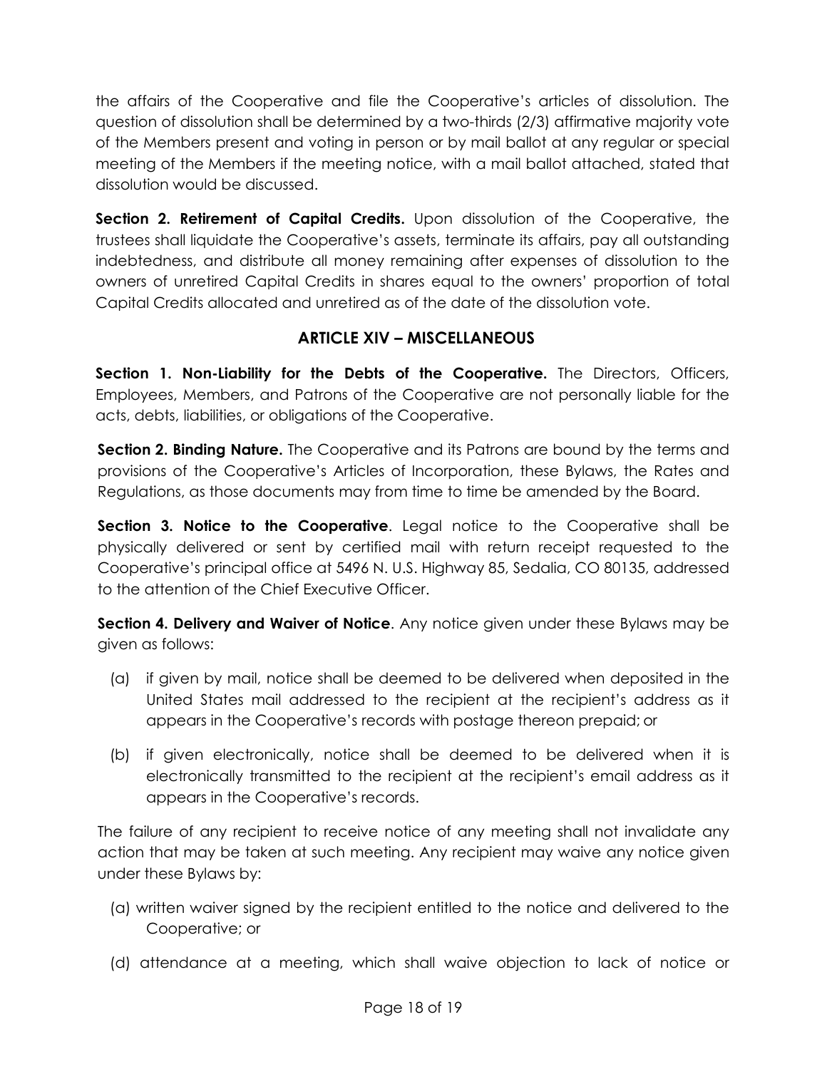the affairs of the Cooperative and file the Cooperative's articles of dissolution. The question of dissolution shall be determined by a two-thirds (2/3) affirmative majority vote of the Members present and voting in person or by mail ballot at any regular or special meeting of the Members if the meeting notice, with a mail ballot attached, stated that dissolution would be discussed.

**Section 2. Retirement of Capital Credits.** Upon dissolution of the Cooperative, the trustees shall liquidate the Cooperative's assets, terminate its affairs, pay all outstanding indebtedness, and distribute all money remaining after expenses of dissolution to the owners of unretired Capital Credits in shares equal to the owners' proportion of total Capital Credits allocated and unretired as of the date of the dissolution vote.

## ARTICLE XIV – MISCELLANEOUS

**Section 1. Non-Liability for the Debts of the Cooperative.** The Directors, Officers, Employees, Members, and Patrons of the Cooperative are not personally liable for the acts, debts, liabilities, or obligations of the Cooperative.

**Section 2. Binding Nature.** The Cooperative and its Patrons are bound by the terms and provisions of the Cooperative's Articles of Incorporation, these Bylaws, the Rates and Regulations, as those documents may from time to time be amended by the Board.

**Section 3. Notice to the Cooperative**. Legal notice to the Cooperative shall be physically delivered or sent by certified mail with return receipt requested to the Cooperative's principal office at 5496 N. U.S. Highway 85, Sedalia, CO 80135, addressed to the attention of the Chief Executive Officer.

**Section 4. Delivery and Waiver of Notice**. Any notice given under these Bylaws may be given as follows:

(a) if given by mail, notice shall be deemed to be delivered when deposited in the United States mail addressed to the recipient at the recipient's address as it appears in the Cooperative's records with postage thereon prepaid; or

(b) if given electronically, notice shall be deemed to be delivered when it is electronically transmitted to the recipient at the recipient's email address as it appears in the Cooperative's records.

The failure of any recipient to receive notice of any meeting shall not invalidate any action that may be taken at such meeting. Any recipient may waive any notice given under these Bylaws by:

(a) written waiver signed by the recipient entitled to the notice and delivered to the Cooperative; or

(d) attendance at a meeting, which shall waive objection to lack of notice or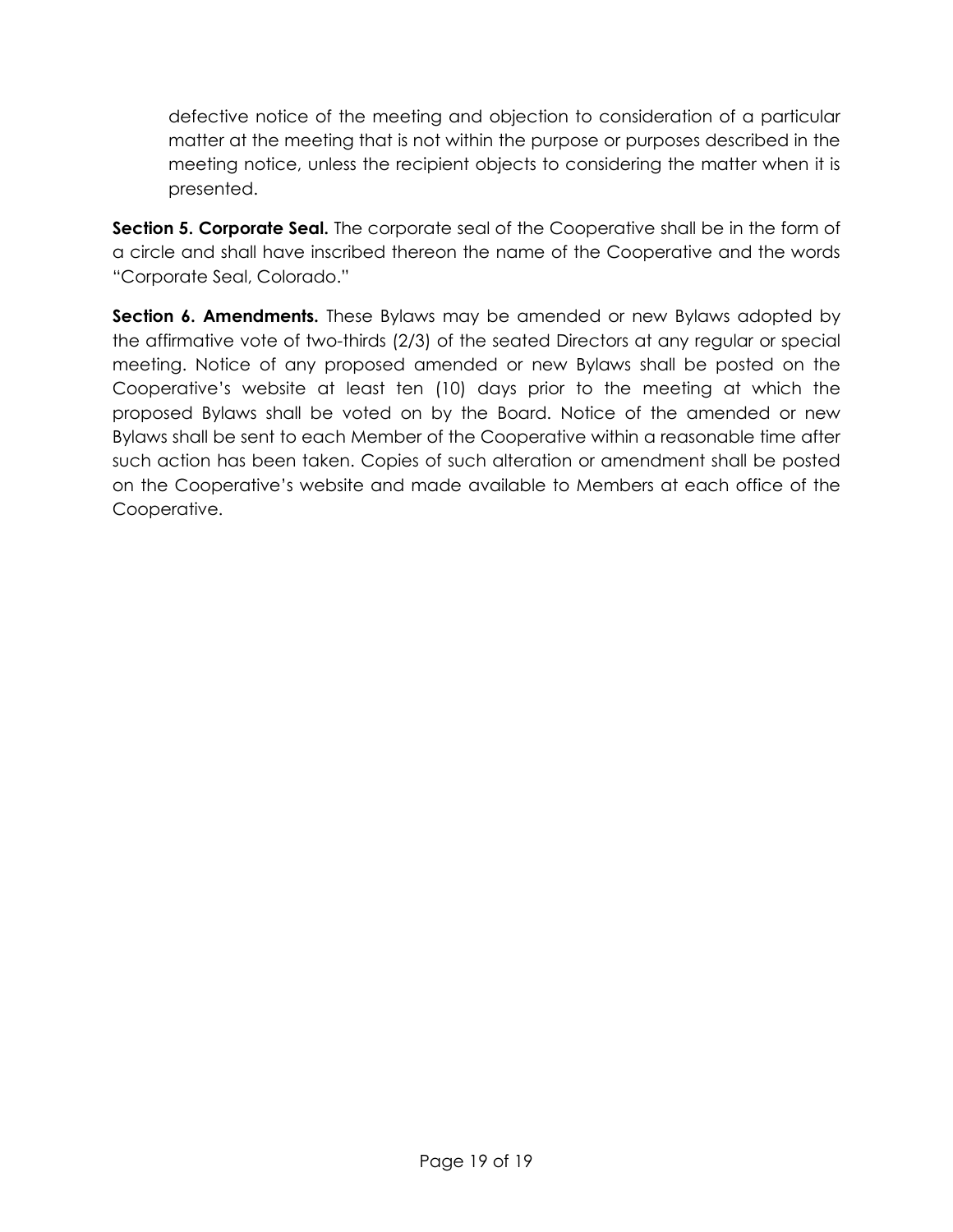defective notice of the meeting and objection to consideration of a particular matter at the meeting that is not within the purpose or purposes described in the meeting notice, unless the recipient objects to considering the matter when it is presented.

**Section 5. Corporate Seal.** The corporate seal of the Cooperative shall be in the form of a circle and shall have inscribed thereon the name of the Cooperative and the words "Corporate Seal, Colorado."

**Section 6. Amendments.** These Bylaws may be amended or new Bylaws adopted by the affirmative vote of two-thirds (2/3) of the seated Directors at any regular or special meeting. Notice of any proposed amended or new Bylaws shall be posted on the Cooperative's website at least ten (10) days prior to the meeting at which the proposed Bylaws shall be voted on by the Board. Notice of the amended or new Bylaws shall be sent to each Member of the Cooperative within a reasonable time after such action has been taken. Copies of such alteration or amendment shall be posted on the Cooperative's website and made available to Members at each office of the Cooperative.